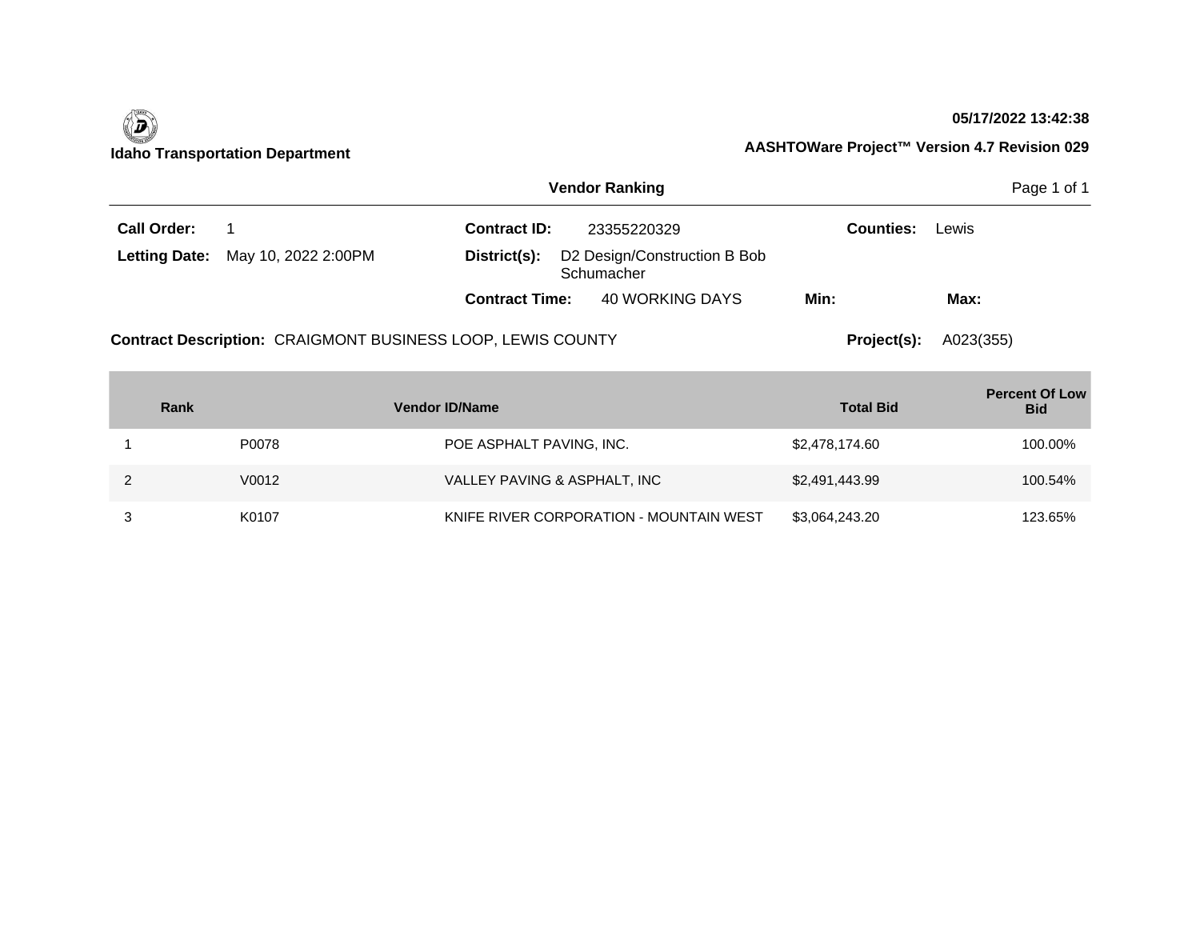**Idaho Transportation Department**

**05/17/2022 13:42:38**

**AASHTOWare Project™ Version 4.7 Revision 029**

## Vendor Ranking

**Call Order:** 1

**Letting Date:** May 10, 2022 2:00PM

**Contract ID:** 23355220329

**District(s):** D2 Design/Construction B Bob Schumacher

**Contract Time:** 40 WORKING DAYS

**Min:**

**Max:**

**Counties:** Lewis

**Contract Description:** CRAIGMONT BUSINESS LOOP, LEWIS COUNTY

**Project(s):** A023(355)

| Rank | Vendor ID/Name | | Total Bid | Percent Of Low Bid |
|---|---|---|---|---|
| 1 | P0078 | POE ASPHALT PAVING, INC. | $2,478,174.60 | 100.00% |
| 2 | V0012 | VALLEY PAVING & ASPHALT, INC | $2,491,443.99 | 100.54% |
| 3 | K0107 | KNIFE RIVER CORPORATION - MOUNTAIN WEST | $3,064,243.20 | 123.65% |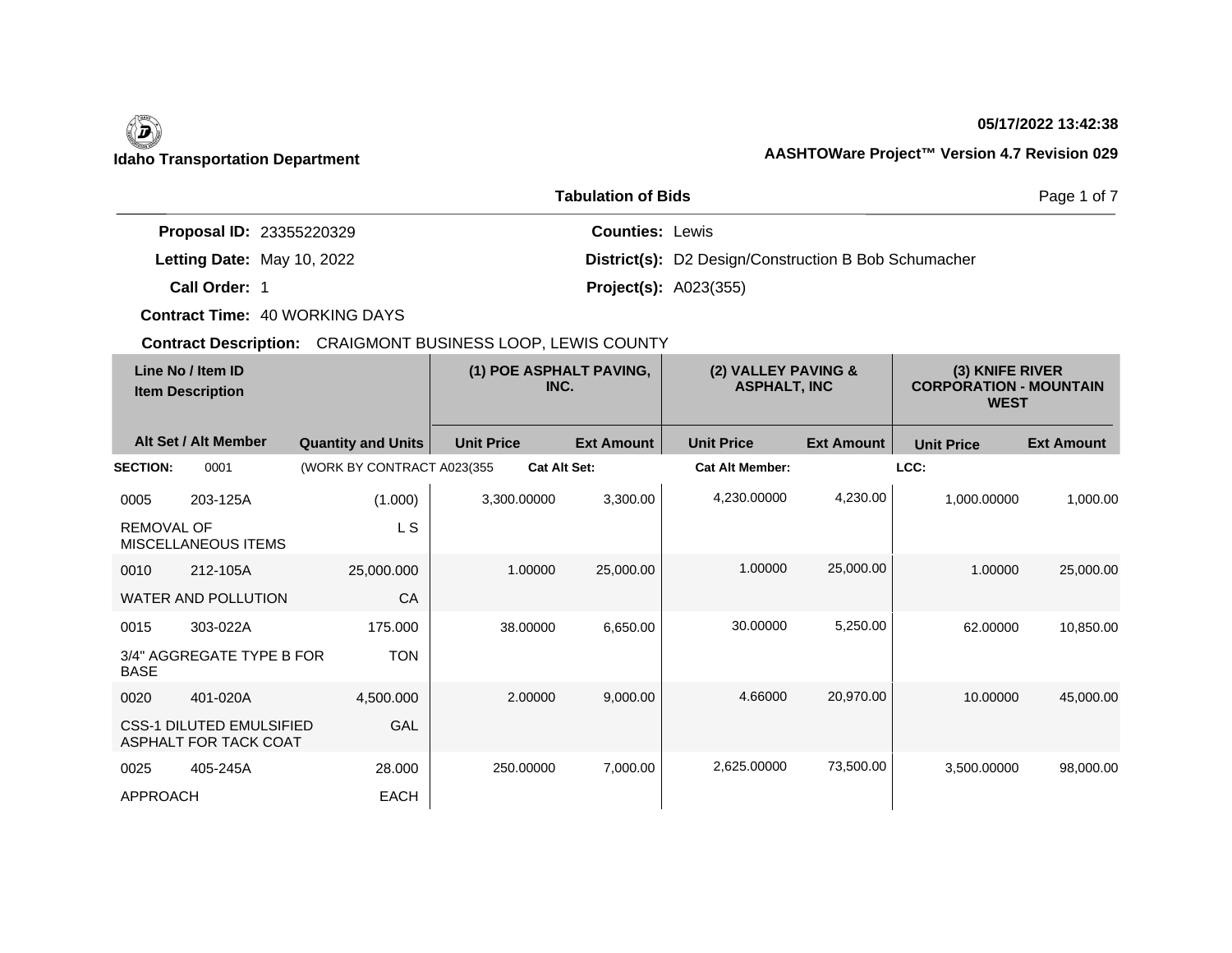**Idaho Transportation Department**

**05/17/2022 13:42:38**

**AASHTOWare Project™ Version 4.7 Revision 029**

## Tabulation of Bids

**Proposal ID:** 23355220329

**Letting Date:** May 10, 2022

**Call Order:** 1

**Contract Time:** 40 WORKING DAYS

**Counties:** Lewis

**District(s):** D2 Design/Construction B Bob Schumacher

**Project(s):** A023(355)

**Contract Description:** CRAIGMONT BUSINESS LOOP, LEWIS COUNTY

| Line No / Item ID / Item Description | | Quantity and Units | (1) POE ASPHALT PAVING, INC. | | (2) VALLEY PAVING & ASPHALT, INC | | (3) KNIFE RIVER CORPORATION - MOUNTAIN WEST | |
|---|---|---|---|---|---|---|---|---|
| Alt Set / Alt Member | | | Unit Price | Ext Amount | Unit Price | Ext Amount | Unit Price | Ext Amount |
| **SECTION:** 0001 | | (WORK BY CONTRACT A023(355 | **Cat Alt Set:** | | **Cat Alt Member:** | | **LCC:** | |
| 0005 | 203-125A | (1.000) | 3,300.00000 | 3,300.00 | 4,230.00000 | 4,230.00 | 1,000.00000 | 1,000.00 |
| REMOVAL OF MISCELLANEOUS ITEMS | | L S | | | | | | |
| 0010 | 212-105A | 25,000.000 | 1.00000 | 25,000.00 | 1.00000 | 25,000.00 | 1.00000 | 25,000.00 |
| WATER AND POLLUTION | | CA | | | | | | |
| 0015 | 303-022A | 175.000 | 38.00000 | 6,650.00 | 30.00000 | 5,250.00 | 62.00000 | 10,850.00 |
| 3/4" AGGREGATE TYPE B FOR BASE | | TON | | | | | | |
| 0020 | 401-020A | 4,500.000 | 2.00000 | 9,000.00 | 4.66000 | 20,970.00 | 10.00000 | 45,000.00 |
| CSS-1 DILUTED EMULSIFIED ASPHALT FOR TACK COAT | | GAL | | | | | | |
| 0025 | 405-245A | 28.000 | 250.00000 | 7,000.00 | 2,625.00000 | 73,500.00 | 3,500.00000 | 98,000.00 |
| APPROACH | | EACH | | | | | | |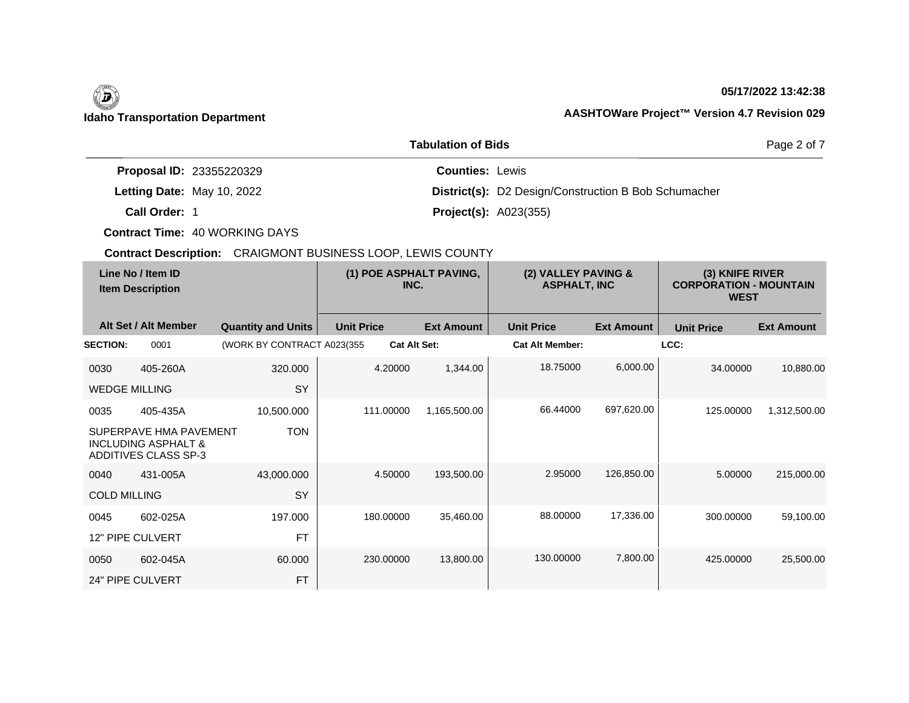**Idaho Transportation Department**

05/17/2022 13:42:38

AASHTOWare Project™ Version 4.7 Revision 029

## Tabulation of Bids

**Proposal ID:** 23355220329 **Counties:** Lewis

**Letting Date:** May 10, 2022 **District(s):** D2 Design/Construction B Bob Schumacher

**Call Order:** 1 **Project(s):** A023(355)

**Contract Time:** 40 WORKING DAYS

**Contract Description:** CRAIGMONT BUSINESS LOOP, LEWIS COUNTY

| Line No / Item ID | Item Description | Quantity and Units | (1) POE ASPHALT PAVING, INC. Unit Price | (1) POE ASPHALT PAVING, INC. Ext Amount | (2) VALLEY PAVING & ASPHALT, INC Unit Price | (2) VALLEY PAVING & ASPHALT, INC Ext Amount | (3) KNIFE RIVER CORPORATION - MOUNTAIN WEST Unit Price | (3) KNIFE RIVER CORPORATION - MOUNTAIN WEST Ext Amount |
|---|---|---|---|---|---|---|---|---|
| **SECTION:** 0001 | (WORK BY CONTRACT A023(355 | | **Cat Alt Set:** | | **Cat Alt Member:** | | **LCC:** | |
| 0030 405-260A | WEDGE MILLING | 320.000 SY | 4.20000 | 1,344.00 | 18.75000 | 6,000.00 | 34.00000 | 10,880.00 |
| 0035 405-435A | SUPERPAVE HMA PAVEMENT INCLUDING ASPHALT & ADDITIVES CLASS SP-3 | 10,500.000 TON | 111.00000 | 1,165,500.00 | 66.44000 | 697,620.00 | 125.00000 | 1,312,500.00 |
| 0040 431-005A | COLD MILLING | 43,000.000 SY | 4.50000 | 193,500.00 | 2.95000 | 126,850.00 | 5.00000 | 215,000.00 |
| 0045 602-025A | 12" PIPE CULVERT | 197.000 FT | 180.00000 | 35,460.00 | 88.00000 | 17,336.00 | 300.00000 | 59,100.00 |
| 0050 602-045A | 24" PIPE CULVERT | 60.000 FT | 230.00000 | 13,800.00 | 130.00000 | 7,800.00 | 425.00000 | 25,500.00 |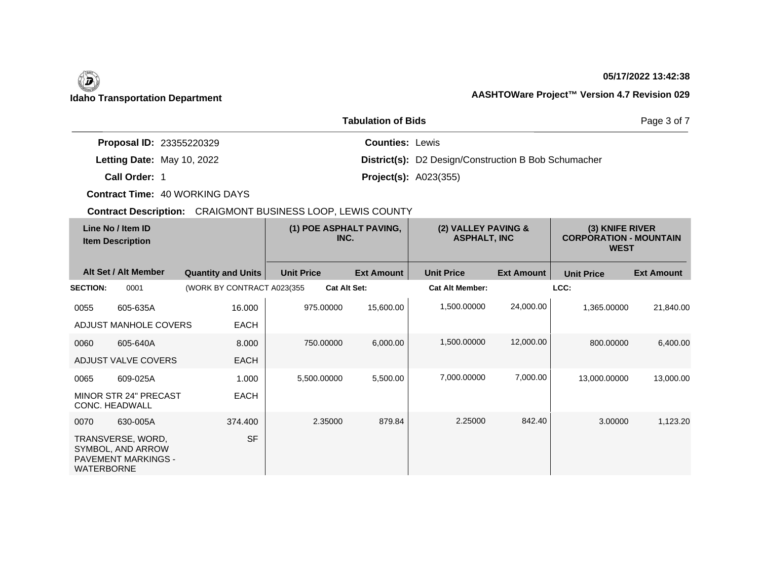**Idaho Transportation Department**

05/17/2022 13:42:38

**AASHTOWare Project™ Version 4.7 Revision 029**

## Tabulation of Bids

**Proposal ID:** 23355220329
**Letting Date:** May 10, 2022
**Call Order:** 1
**Contract Time:** 40 WORKING DAYS
**Counties:** Lewis
**District(s):** D2 Design/Construction B Bob Schumacher
**Project(s):** A023(355)

**Contract Description:** CRAIGMONT BUSINESS LOOP, LEWIS COUNTY

| Line No / Item ID<br>Item Description | | | (1) POE ASPHALT PAVING, INC. | | (2) VALLEY PAVING & ASPHALT, INC | | (3) KNIFE RIVER CORPORATION - MOUNTAIN WEST | |
|---|---|---|---|---|---|---|---|---|
| Alt Set / Alt Member | | Quantity and Units | Unit Price | Ext Amount | Unit Price | Ext Amount | Unit Price | Ext Amount |
| **SECTION:** | 0001 | (WORK BY CONTRACT A023(355 | **Cat Alt Set:** | | **Cat Alt Member:** | | **LCC:** | |
| 0055 | 605-635A | 16.000 | 975.00000 | 15,600.00 | 1,500.00000 | 24,000.00 | 1,365.00000 | 21,840.00 |
| ADJUST MANHOLE COVERS | | EACH | | | | | | |
| 0060 | 605-640A | 8.000 | 750.00000 | 6,000.00 | 1,500.00000 | 12,000.00 | 800.00000 | 6,400.00 |
| ADJUST VALVE COVERS | | EACH | | | | | | |
| 0065 | 609-025A | 1.000 | 5,500.00000 | 5,500.00 | 7,000.00000 | 7,000.00 | 13,000.00000 | 13,000.00 |
| MINOR STR 24" PRECAST CONC. HEADWALL | | EACH | | | | | | |
| 0070 | 630-005A | 374.400 | 2.35000 | 879.84 | 2.25000 | 842.40 | 3.00000 | 1,123.20 |
| TRANSVERSE, WORD, SYMBOL, AND ARROW PAVEMENT MARKINGS - WATERBORNE | | SF | | | | | | |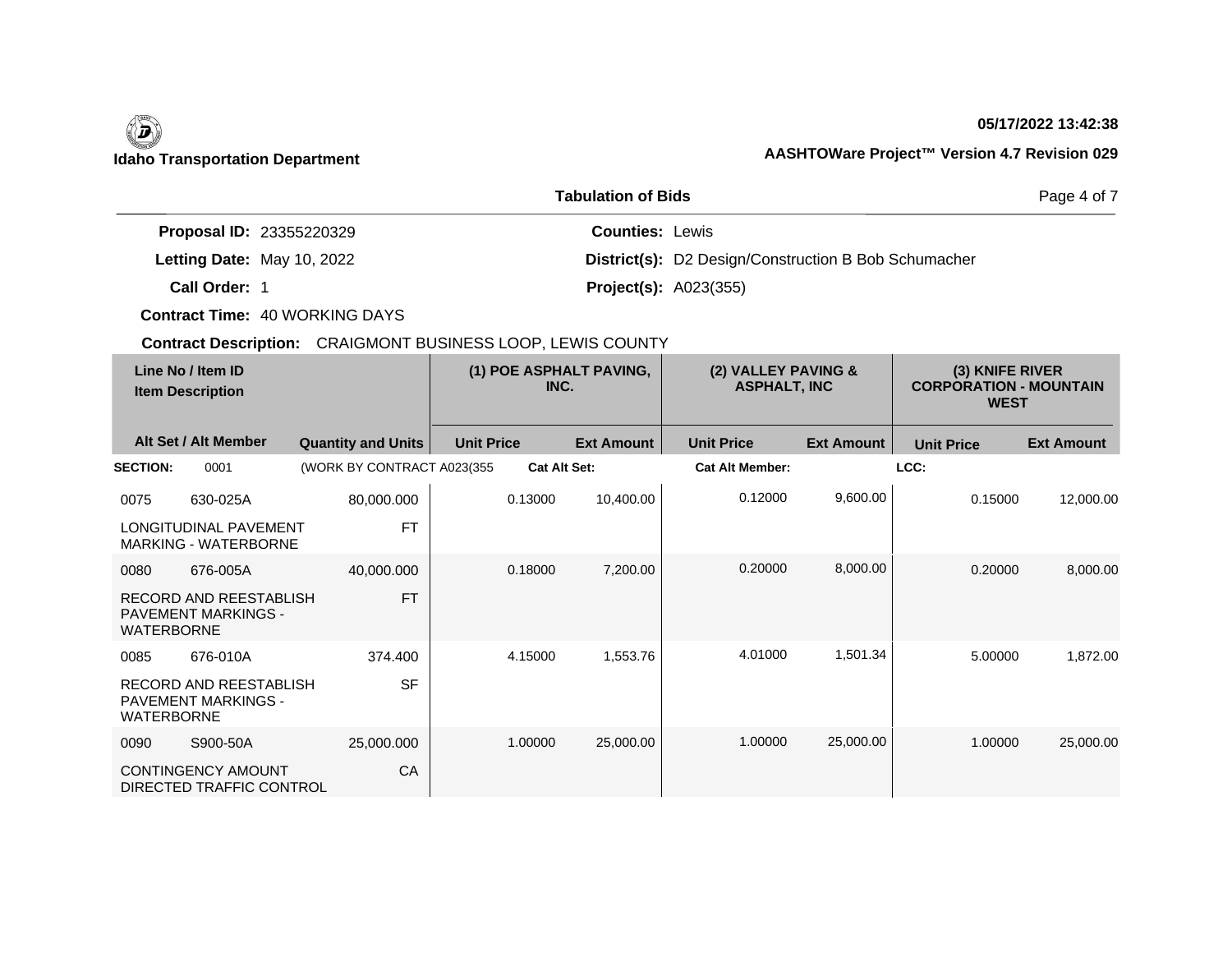**Idaho Transportation Department**

05/17/2022 13:42:38

AASHTOWare Project™ Version 4.7 Revision 029

## Tabulation of Bids

**Proposal ID:** 23355220329

**Letting Date:** May 10, 2022

**Call Order:** 1

**Contract Time:** 40 WORKING DAYS

**Counties:** Lewis

**District(s):** D2 Design/Construction B Bob Schumacher

**Project(s):** A023(355)

**Contract Description:** CRAIGMONT BUSINESS LOOP, LEWIS COUNTY

| Line No / Item ID | Item Description | Quantity and Units | (1) POE ASPHALT PAVING, INC. Unit Price | (1) Ext Amount | (2) VALLEY PAVING & ASPHALT, INC Unit Price | (2) Ext Amount | (3) KNIFE RIVER CORPORATION - MOUNTAIN WEST Unit Price | (3) Ext Amount |
|---|---|---|---|---|---|---|---|---|
| **SECTION:** 0001 | (WORK BY CONTRACT A023(355 | | Cat Alt Set: | | Cat Alt Member: | | LCC: | |
| 0075 630-025A | LONGITUDINAL PAVEMENT MARKING - WATERBORNE | 80,000.000 FT | 0.13000 | 10,400.00 | 0.12000 | 9,600.00 | 0.15000 | 12,000.00 |
| 0080 676-005A | RECORD AND REESTABLISH PAVEMENT MARKINGS - WATERBORNE | 40,000.000 FT | 0.18000 | 7,200.00 | 0.20000 | 8,000.00 | 0.20000 | 8,000.00 |
| 0085 676-010A | RECORD AND REESTABLISH PAVEMENT MARKINGS - WATERBORNE | 374.400 SF | 4.15000 | 1,553.76 | 4.01000 | 1,501.34 | 5.00000 | 1,872.00 |
| 0090 S900-50A | CONTINGENCY AMOUNT DIRECTED TRAFFIC CONTROL | 25,000.000 CA | 1.00000 | 25,000.00 | 1.00000 | 25,000.00 | 1.00000 | 25,000.00 |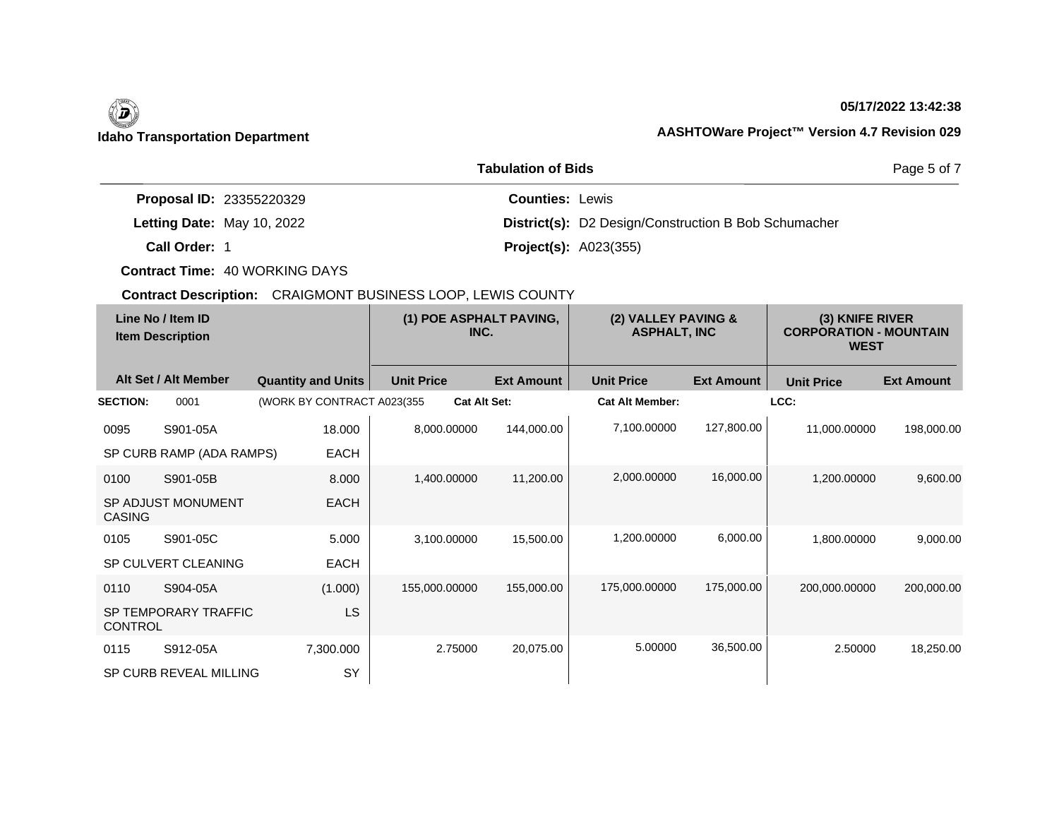**Idaho Transportation Department**

**05/17/2022 13:42:38**

**AASHTOWare Project™ Version 4.7 Revision 029**

**Tabulation of Bids**

**Proposal ID:** 23355220329

**Letting Date:** May 10, 2022

**Call Order:** 1

**Contract Time:** 40 WORKING DAYS

**Counties:** Lewis

**District(s):** D2 Design/Construction B Bob Schumacher

**Project(s):** A023(355)

**Contract Description:** CRAIGMONT BUSINESS LOOP, LEWIS COUNTY

| Line No / Item ID / Item Description | Quantity and Units | (1) POE ASPHALT PAVING, INC. Unit Price | (1) Ext Amount | (2) VALLEY PAVING & ASPHALT, INC Unit Price | (2) Ext Amount | (3) KNIFE RIVER CORPORATION - MOUNTAIN WEST Unit Price | (3) Ext Amount |
|---|---|---|---|---|---|---|---|
| **SECTION:** 0001 (WORK BY CONTRACT A023(355 | | **Cat Alt Set:** | | **Cat Alt Member:** | | **LCC:** | |
| 0095 S901-05A SP CURB RAMP (ADA RAMPS) | 18.000 EACH | 8,000.00000 | 144,000.00 | 7,100.00000 | 127,800.00 | 11,000.00000 | 198,000.00 |
| 0100 S901-05B SP ADJUST MONUMENT CASING | 8.000 EACH | 1,400.00000 | 11,200.00 | 2,000.00000 | 16,000.00 | 1,200.00000 | 9,600.00 |
| 0105 S901-05C SP CULVERT CLEANING | 5.000 EACH | 3,100.00000 | 15,500.00 | 1,200.00000 | 6,000.00 | 1,800.00000 | 9,000.00 |
| 0110 S904-05A SP TEMPORARY TRAFFIC CONTROL | (1.000) LS | 155,000.00000 | 155,000.00 | 175,000.00000 | 175,000.00 | 200,000.00000 | 200,000.00 |
| 0115 S912-05A SP CURB REVEAL MILLING | 7,300.000 SY | 2.75000 | 20,075.00 | 5.00000 | 36,500.00 | 2.50000 | 18,250.00 |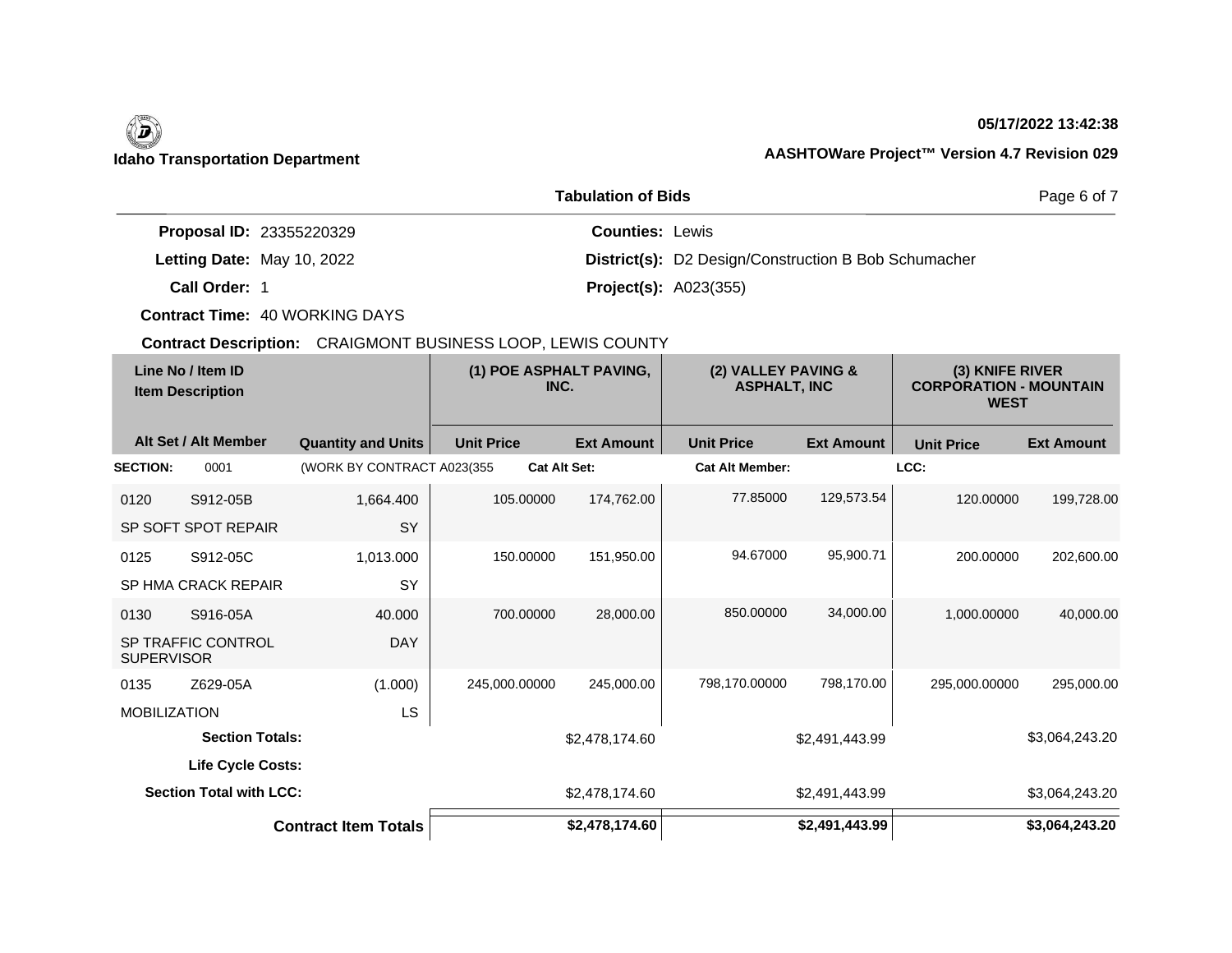**Idaho Transportation Department**

**05/17/2022 13:42:38**

**AASHTOWare Project™ Version 4.7 Revision 029**

**Tabulation of Bids**

**Proposal ID:** 23355220329
**Letting Date:** May 10, 2022
**Call Order:** 1
**Contract Time:** 40 WORKING DAYS
**Contract Description:** CRAIGMONT BUSINESS LOOP, LEWIS COUNTY

**Counties:** Lewis
**District(s):** D2 Design/Construction B Bob Schumacher
**Project(s):** A023(355)

| Line No / Item ID / Item Description | Alt Set / Alt Member | Quantity and Units | (1) POE ASPHALT PAVING, INC. Unit Price | (1) POE ASPHALT PAVING, INC. Ext Amount | (2) VALLEY PAVING & ASPHALT, INC Unit Price | (2) VALLEY PAVING & ASPHALT, INC Ext Amount | (3) KNIFE RIVER CORPORATION - MOUNTAIN WEST Unit Price | (3) KNIFE RIVER CORPORATION - MOUNTAIN WEST Ext Amount |
|---|---|---|---|---|---|---|---|---|
| **SECTION:** 0001 | | (WORK BY CONTRACT A023(355 | **Cat Alt Set:** | | **Cat Alt Member:** | | **LCC:** | |
| 0120 S912-05B SP SOFT SPOT REPAIR | | 1,664.400 SY | 105.00000 | 174,762.00 | 77.85000 | 129,573.54 | 120.00000 | 199,728.00 |
| 0125 S912-05C SP HMA CRACK REPAIR | | 1,013.000 SY | 150.00000 | 151,950.00 | 94.67000 | 95,900.71 | 200.00000 | 202,600.00 |
| 0130 S916-05A SP TRAFFIC CONTROL SUPERVISOR | | 40.000 DAY | 700.00000 | 28,000.00 | 850.00000 | 34,000.00 | 1,000.00000 | 40,000.00 |
| 0135 Z629-05A MOBILIZATION | | (1.000) LS | 245,000.00000 | 245,000.00 | 798,170.00000 | 798,170.00 | 295,000.00000 | 295,000.00 |
| **Section Totals:** | | | | $2,478,174.60 | | $2,491,443.99 | | $3,064,243.20 |
| **Life Cycle Costs:** | | | | | | | | |
| **Section Total with LCC:** | | | | $2,478,174.60 | | $2,491,443.99 | | $3,064,243.20 |
| **Contract Item Totals** | | | | **$2,478,174.60** | | **$2,491,443.99** | | **$3,064,243.20** |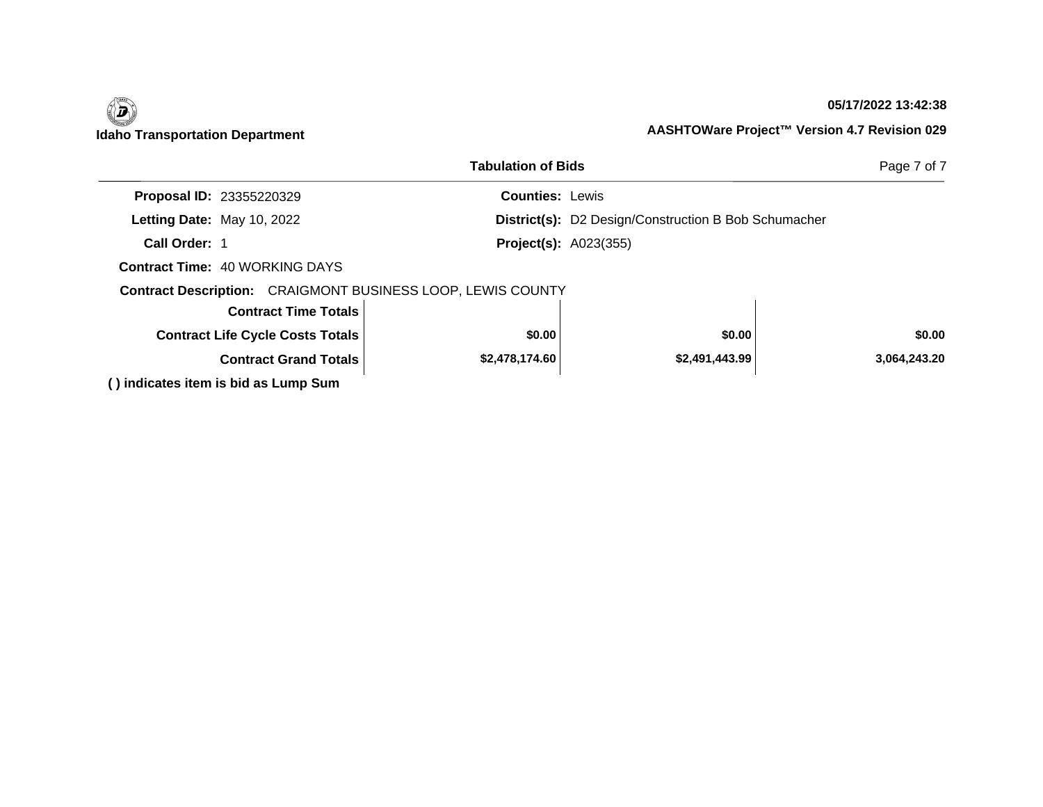**Idaho Transportation Department**

**05/17/2022 13:42:38**

**AASHTOWare Project™ Version 4.7 Revision 029**

**Tabulation of Bids**

**Proposal ID:** 23355220329

**Letting Date:** May 10, 2022

**Call Order:** 1

**Contract Time:** 40 WORKING DAYS

**Counties:** Lewis

**District(s):** D2 Design/Construction B Bob Schumacher

**Project(s):** A023(355)

**Contract Description:** CRAIGMONT BUSINESS LOOP, LEWIS COUNTY

| | | | |
|---|---|---|---|
| **Contract Time Totals** | | | |
| **Contract Life Cycle Costs Totals** | **$0.00** | **$0.00** | **$0.00** |
| **Contract Grand Totals** | **$2,478,174.60** | **$2,491,443.99** | **3,064,243.20** |

**( ) indicates item is bid as Lump Sum**